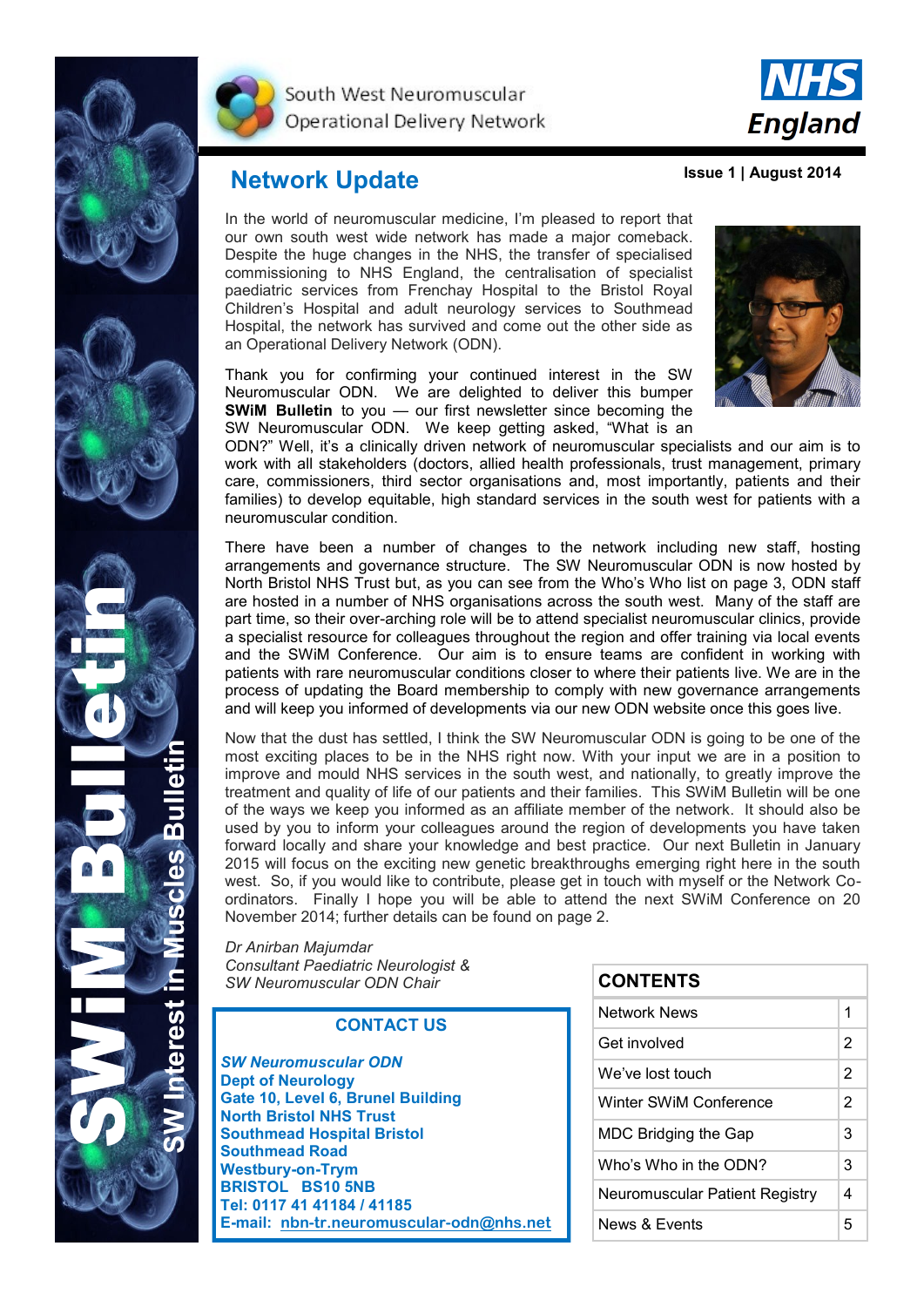South West Neuromuscular Operational Delivery Network

NHS England

# SWiM Bulletin

SW Interest in Muscles Bulletin

## Network Update

**Issue 1 | August 2014**

In the world of neuromuscular medicine, I'm pleased to report that our own south west wide network has made a major comeback. Despite the huge changes in the NHS, the transfer of specialised commissioning to NHS England, the centralisation of specialist paediatric services from Frenchay Hospital to the Bristol Royal Children's Hospital and adult neurology services to Southmead Hospital, the network has survived and come out the other side as an Operational Delivery Network (ODN).

Thank you for confirming your continued interest in the SW Neuromuscular ODN. We are delighted to deliver this bumper **SWiM Bulletin** to you — our first newsletter since becoming the SW Neuromuscular ODN. We keep getting asked, "What is an ODN?" Well, it's a clinically driven network of neuromuscular specialists and our aim is to work with all stakeholders (doctors, allied health professionals, trust management, primary care, commissioners, third sector organisations and, most importantly, patients and their families) to develop equitable, high standard services in the south west for patients with a neuromuscular condition.

There have been a number of changes to the network including new staff, hosting arrangements and governance structure. The SW Neuromuscular ODN is now hosted by North Bristol NHS Trust but, as you can see from the Who's Who list on page 3, ODN staff are hosted in a number of NHS organisations across the south west. Many of the staff are part time, so their over-arching role will be to attend specialist neuromuscular clinics, provide a specialist resource for colleagues throughout the region and offer training via local events and the SWiM Conference. Our aim is to ensure teams are confident in working with patients with rare neuromuscular conditions closer to where their patients live. We are in the process of updating the Board membership to comply with new governance arrangements and will keep you informed of developments via our new ODN website once this goes live.

Now that the dust has settled, I think the SW Neuromuscular ODN is going to be one of the most exciting places to be in the NHS right now. With your input we are in a position to improve and mould NHS services in the south west, and nationally, to greatly improve the treatment and quality of life of our patients and their families. This SWiM Bulletin will be one of the ways we keep you informed as an affiliate member of the network. It should also be used by you to inform your colleagues around the region of developments you have taken forward locally and share your knowledge and best practice. Our next Bulletin in January 2015 will focus on the exciting new genetic breakthroughs emerging right here in the south west. So, if you would like to contribute, please get in touch with myself or the Network Co-ordinators. Finally I hope you will be able to attend the next SWiM Conference on 20 November 2014; further details can be found on page 2.

*Dr Anirban Majumdar*
*Consultant Paediatric Neurologist &*
*SW Neuromuscular ODN Chair*

### CONTACT US

***SW Neuromuscular ODN***
**Dept of Neurology**
**Gate 10, Level 6, Brunel Building**
**North Bristol NHS Trust**
**Southmead Hospital Bristol**
**Southmead Road**
**Westbury-on-Trym**
**BRISTOL BS10 5NB**
**Tel: 0117 41 41184 / 41185**
**E-mail: nbn-tr.neuromuscular-odn@nhs.net**

| CONTENTS | |
|---|---|
| Network News | 1 |
| Get involved | 2 |
| We've lost touch | 2 |
| Winter SWiM Conference | 2 |
| MDC Bridging the Gap | 3 |
| Who's Who in the ODN? | 3 |
| Neuromuscular Patient Registry | 4 |
| News & Events | 5 |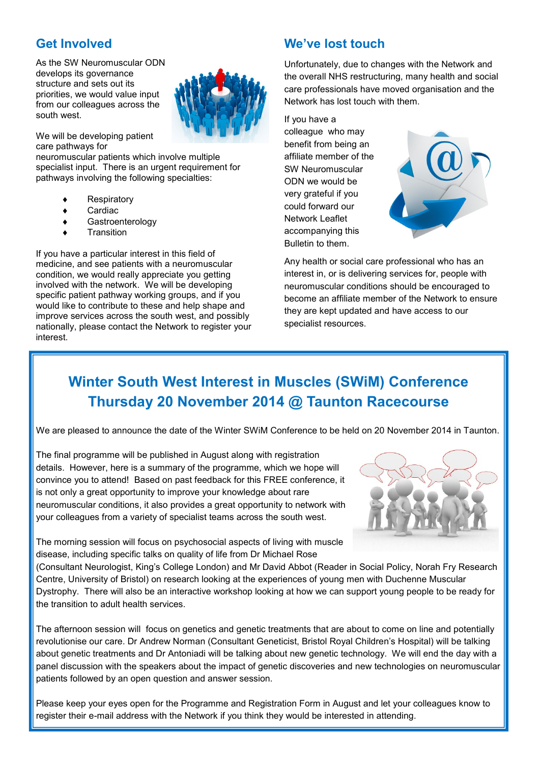## Get Involved

As the SW Neuromuscular ODN develops its governance structure and sets out its priorities, we would value input from our colleagues across the south west.

We will be developing patient care pathways for neuromuscular patients which involve multiple specialist input. There is an urgent requirement for pathways involving the following specialties:

- Respiratory
- Cardiac
- Gastroenterology
- Transition

If you have a particular interest in this field of medicine, and see patients with a neuromuscular condition, we would really appreciate you getting involved with the network. We will be developing specific patient pathway working groups, and if you would like to contribute to these and help shape and improve services across the south west, and possibly nationally, please contact the Network to register your interest.

## We've lost touch

Unfortunately, due to changes with the Network and the overall NHS restructuring, many health and social care professionals have moved organisation and the Network has lost touch with them.

If you have a colleague who may benefit from being an affiliate member of the SW Neuromuscular ODN we would be very grateful if you could forward our Network Leaflet accompanying this Bulletin to them.

Any health or social care professional who has an interest in, or is delivering services for, people with neuromuscular conditions should be encouraged to become an affiliate member of the Network to ensure they are kept updated and have access to our specialist resources.

## Winter South West Interest in Muscles (SWiM) Conference Thursday 20 November 2014 @ Taunton Racecourse

We are pleased to announce the date of the Winter SWiM Conference to be held on 20 November 2014 in Taunton.

The final programme will be published in August along with registration details. However, here is a summary of the programme, which we hope will convince you to attend! Based on past feedback for this FREE conference, it is not only a great opportunity to improve your knowledge about rare neuromuscular conditions, it also provides a great opportunity to network with your colleagues from a variety of specialist teams across the south west.

The morning session will focus on psychosocial aspects of living with muscle disease, including specific talks on quality of life from Dr Michael Rose (Consultant Neurologist, King's College London) and Mr David Abbot (Reader in Social Policy, Norah Fry Research Centre, University of Bristol) on research looking at the experiences of young men with Duchenne Muscular Dystrophy. There will also be an interactive workshop looking at how we can support young people to be ready for the transition to adult health services.

The afternoon session will focus on genetics and genetic treatments that are about to come on line and potentially revolutionise our care. Dr Andrew Norman (Consultant Geneticist, Bristol Royal Children's Hospital) will be talking about genetic treatments and Dr Antoniadi will be talking about new genetic technology. We will end the day with a panel discussion with the speakers about the impact of genetic discoveries and new technologies on neuromuscular patients followed by an open question and answer session.

Please keep your eyes open for the Programme and Registration Form in August and let your colleagues know to register their e-mail address with the Network if you think they would be interested in attending.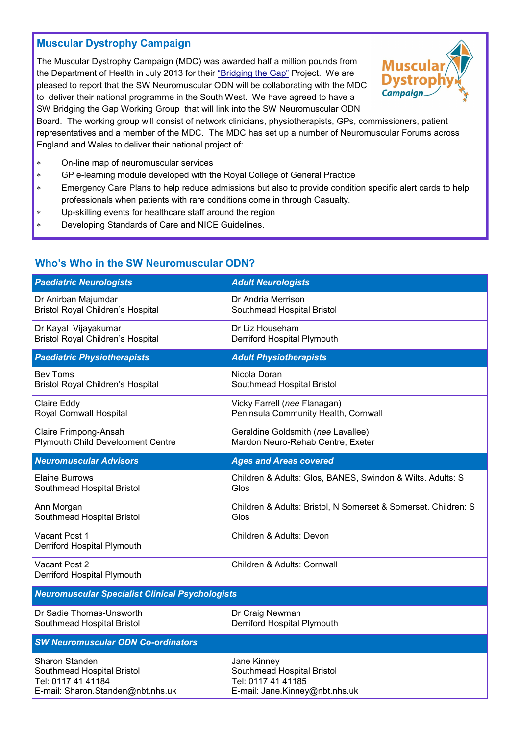## Muscular Dystrophy Campaign

The Muscular Dystrophy Campaign (MDC) was awarded half a million pounds from the Department of Health in July 2013 for their "Bridging the Gap" Project. We are pleased to report that the SW Neuromuscular ODN will be collaborating with the MDC to deliver their national programme in the South West. We have agreed to have a SW Bridging the Gap Working Group that will link into the SW Neuromuscular ODN Board. The working group will consist of network clinicians, physiotherapists, GPs, commissioners, patient representatives and a member of the MDC. The MDC has set up a number of Neuromuscular Forums across England and Wales to deliver their national project of:

- On-line map of neuromuscular services
- GP e-learning module developed with the Royal College of General Practice
- Emergency Care Plans to help reduce admissions but also to provide condition specific alert cards to help professionals when patients with rare conditions come in through Casualty.
- Up-skilling events for healthcare staff around the region
- Developing Standards of Care and NICE Guidelines.

## Who's Who in the SW Neuromuscular ODN?

| ***Paediatric Neurologists*** | ***Adult Neurologists*** |
|---|---|
| Dr Anirban Majumdar<br>Bristol Royal Children's Hospital | Dr Andria Merrison<br>Southmead Hospital Bristol |
| Dr Kayal Vijayakumar<br>Bristol Royal Children's Hospital | Dr Liz Househam<br>Derriford Hospital Plymouth |
| ***Paediatric Physiotherapists*** | ***Adult Physiotherapists*** |
| Bev Toms<br>Bristol Royal Children's Hospital | Nicola Doran<br>Southmead Hospital Bristol |
| Claire Eddy<br>Royal Cornwall Hospital | Vicky Farrell (*nee* Flanagan)<br>Peninsula Community Health, Cornwall |
| Claire Frimpong-Ansah<br>Plymouth Child Development Centre | Geraldine Goldsmith (*nee* Lavallee)<br>Mardon Neuro-Rehab Centre, Exeter |
| ***Neuromuscular Advisors*** | ***Ages and Areas covered*** |
| Elaine Burrows<br>Southmead Hospital Bristol | Children & Adults: Glos, BANES, Swindon & Wilts. Adults: S Glos |
| Ann Morgan<br>Southmead Hospital Bristol | Children & Adults: Bristol, N Somerset & Somerset. Children: S Glos |
| Vacant Post 1<br>Derriford Hospital Plymouth | Children & Adults: Devon |
| Vacant Post 2<br>Derriford Hospital Plymouth | Children & Adults: Cornwall |
| ***Neuromuscular Specialist Clinical Psychologists*** | |
| Dr Sadie Thomas-Unsworth<br>Southmead Hospital Bristol | Dr Craig Newman<br>Derriford Hospital Plymouth |
| ***SW Neuromuscular ODN Co-ordinators*** | |
| Sharon Standen<br>Southmead Hospital Bristol<br>Tel: 0117 41 41184<br>E-mail: Sharon.Standen@nbt.nhs.uk | Jane Kinney<br>Southmead Hospital Bristol<br>Tel: 0117 41 41185<br>E-mail: Jane.Kinney@nbt.nhs.uk |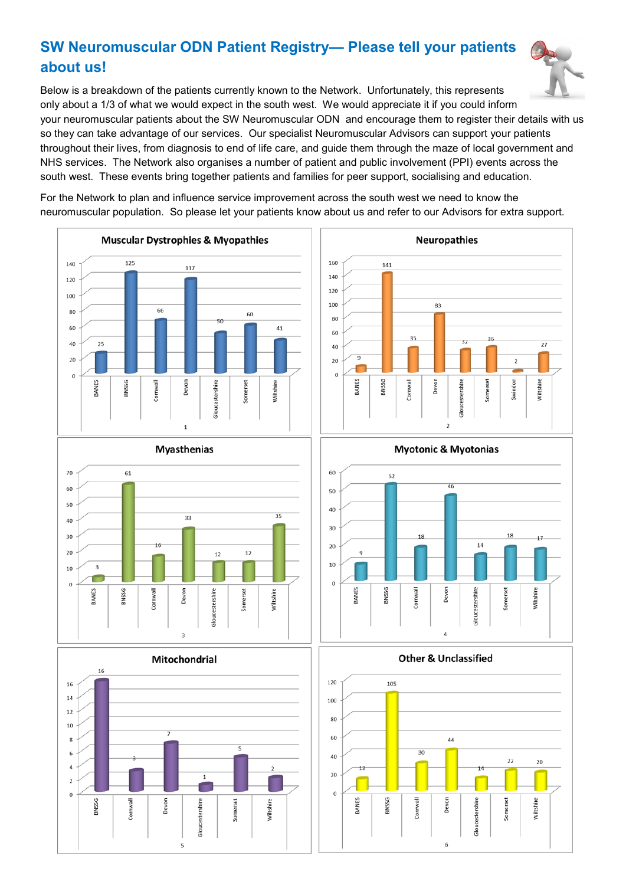## SW Neuromuscular ODN Patient Registry— Please tell your patients about us!

Below is a breakdown of the patients currently known to the Network. Unfortunately, this represents only about a 1/3 of what we would expect in the south west. We would appreciate it if you could inform your neuromuscular patients about the SW Neuromuscular ODN and encourage them to register their details with us so they can take advantage of our services. Our specialist Neuromuscular Advisors can support your patients throughout their lives, from diagnosis to end of life care, and guide them through the maze of local government and NHS services. The Network also organises a number of patient and public involvement (PPI) events across the south west. These events bring together patients and families for peer support, socialising and education.

For the Network to plan and influence service improvement across the south west we need to know the neuromuscular population. So please let your patients know about us and refer to our Advisors for extra support.

**Muscular Dystrophies & Myopathies**

| BANES | BNSSG | Cornwall | Devon | Gloucestershire | Somerset | Wiltshire |
|---|---|---|---|---|---|---|
| 25 | 125 | 66 | 117 | 50 | 60 | 41 |

**Neuropathies**

| BANES | BNSSG | Cornwall | Devon | Gloucestershire | Somerset | Swindon | Wiltshire |
|---|---|---|---|---|---|---|---|
| 9 | 141 | 35 | 83 | 32 | 36 | 2 | 27 |

**Myasthenias**

| BANES | BNSSG | Cornwall | Devon | Gloucestershire | Somerset | Wiltshire |
|---|---|---|---|---|---|---|
| 3 | 61 | 16 | 33 | 12 | 12 | 35 |

**Myotonic & Myotonias**

| BANES | BNSSG | Cornwall | Devon | Gloucestershire | Somerset | Wiltshire |
|---|---|---|---|---|---|---|
| 9 | 52 | 18 | 46 | 14 | 18 | 17 |

**Mitochondrial**

| BNSSG | Cornwall | Devon | Gloucestershire | Somerset | Wiltshire |
|---|---|---|---|---|---|
| 16 | 3 | 7 | 1 | 5 | 2 |

**Other & Unclassified**

| BANES | BNSSG | Cornwall | Devon | Gloucestershire | Somerset | Wiltshire |
|---|---|---|---|---|---|---|
| 13 | 105 | 30 | 44 | 14 | 22 | 20 |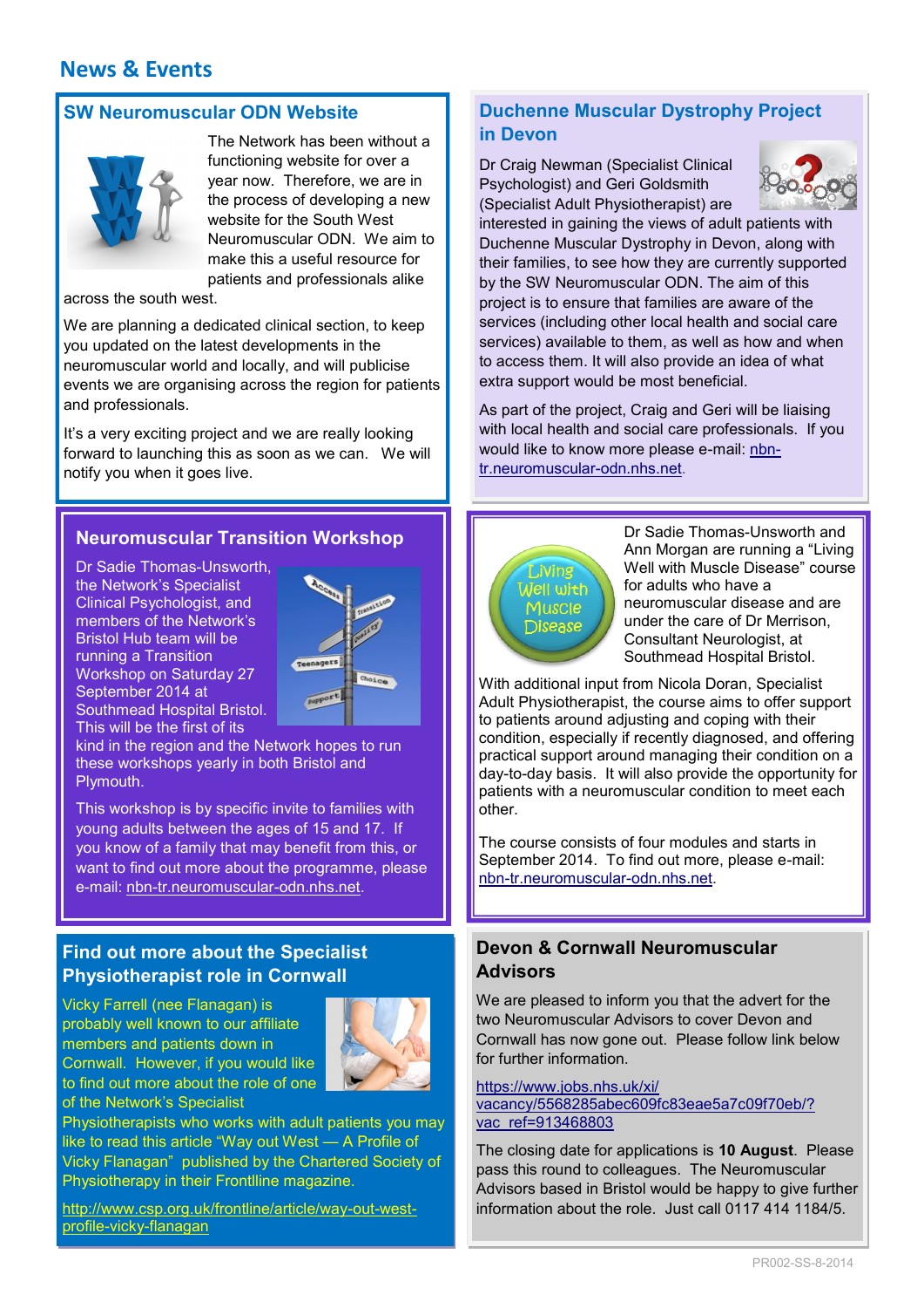# News & Events

## SW Neuromuscular ODN Website

The Network has been without a functioning website for over a year now. Therefore, we are in the process of developing a new website for the South West Neuromuscular ODN. We aim to make this a useful resource for patients and professionals alike across the south west.

We are planning a dedicated clinical section, to keep you updated on the latest developments in the neuromuscular world and locally, and will publicise events we are organising across the region for patients and professionals.

It's a very exciting project and we are really looking forward to launching this as soon as we can. We will notify you when it goes live.

## Neuromuscular Transition Workshop

Dr Sadie Thomas-Unsworth, the Network's Specialist Clinical Psychologist, and members of the Network's Bristol Hub team will be running a Transition Workshop on Saturday 27 September 2014 at Southmead Hospital Bristol. This will be the first of its kind in the region and the Network hopes to run these workshops yearly in both Bristol and Plymouth.

This workshop is by specific invite to families with young adults between the ages of 15 and 17. If you know of a family that may benefit from this, or want to find out more about the programme, please e-mail: nbn-tr.neuromuscular-odn.nhs.net.

## Find out more about the Specialist Physiotherapist role in Cornwall

Vicky Farrell (nee Flanagan) is probably well known to our affiliate members and patients down in Cornwall. However, if you would like to find out more about the role of one of the Network's Specialist Physiotherapists who works with adult patients you may like to read this article "Way out West — A Profile of Vicky Flanagan" published by the Chartered Society of Physiotherapy in their Frontline magazine.

http://www.csp.org.uk/frontline/article/way-out-west-profile-vicky-flanagan

## Duchenne Muscular Dystrophy Project in Devon

Dr Craig Newman (Specialist Clinical Psychologist) and Geri Goldsmith (Specialist Adult Physiotherapist) are interested in gaining the views of adult patients with Duchenne Muscular Dystrophy in Devon, along with their families, to see how they are currently supported by the SW Neuromuscular ODN. The aim of this project is to ensure that families are aware of the services (including other local health and social care services) available to them, as well as how and when to access them. It will also provide an idea of what extra support would be most beneficial.

As part of the project, Craig and Geri will be liaising with local health and social care professionals. If you would like to know more please e-mail: nbn-tr.neuromuscular-odn.nhs.net.

## Living Well with Muscle Disease

Dr Sadie Thomas-Unsworth and Ann Morgan are running a "Living Well with Muscle Disease" course for adults who have a neuromuscular disease and are under the care of Dr Merrison, Consultant Neurologist, at Southmead Hospital Bristol.

With additional input from Nicola Doran, Specialist Adult Physiotherapist, the course aims to offer support to patients around adjusting and coping with their condition, especially if recently diagnosed, and offering practical support around managing their condition on a day-to-day basis. It will also provide the opportunity for patients with a neuromuscular condition to meet each other.

The course consists of four modules and starts in September 2014. To find out more, please e-mail: nbn-tr.neuromuscular-odn.nhs.net.

## Devon & Cornwall Neuromuscular Advisors

We are pleased to inform you that the advert for the two Neuromuscular Advisors to cover Devon and Cornwall has now gone out. Please follow link below for further information.

https://www.jobs.nhs.uk/xi/vacancy/5568285abec609fc83eae5a7c09f70eb/?vac_ref=913468803

The closing date for applications is **10 August**. Please pass this round to colleagues. The Neuromuscular Advisors based in Bristol would be happy to give further information about the role. Just call 0117 414 1184/5.

PR002-SS-8-2014